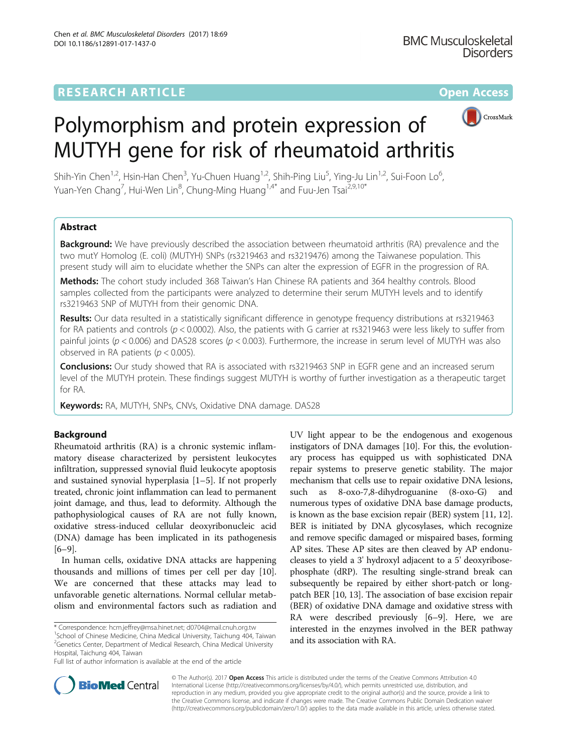# Polymorphism and protein expression of MUTYH gene for risk of rheumatoid arthritis

Shih-Yin Chen[1,2], Hsin-Han Chen[3], Yu-Chuen Huang[1,2], Shih-Ping Liu[5], Ying-Ju Lin[1,2], Sui-Foon Lo[6], Yuan-Yen Chang[7], Hui-Wen Lin[8], Chung-Ming Huang[1,4*] and Fuu-Jen Tsai[2,9,10*]

## Abstract

**Background:** We have previously described the association between rheumatoid arthritis (RA) prevalence and the two mutY Homolog (E. coli) (MUTYH) SNPs (rs3219463 and rs3219476) among the Taiwanese population. This present study will aim to elucidate whether the SNPs can alter the expression of EGFR in the progression of RA.

**Methods:** The cohort study included 368 Taiwan's Han Chinese RA patients and 364 healthy controls. Blood samples collected from the participants were analyzed to determine their serum MUTYH levels and to identify rs3219463 SNP of MUTYH from their genomic DNA.

**Results:** Our data resulted in a statistically significant difference in genotype frequency distributions at rs3219463 for RA patients and controls ($p < 0.0002$). Also, the patients with G carrier at rs3219463 were less likely to suffer from painful joints ($p < 0.006$) and DAS28 scores ($p < 0.003$). Furthermore, the increase in serum level of MUTYH was also observed in RA patients ($p < 0.005$).

**Conclusions:** Our study showed that RA is associated with rs3219463 SNP in EGFR gene and an increased serum level of the MUTYH protein. These findings suggest MUTYH is worthy of further investigation as a therapeutic target for RA.

**Keywords:** RA, MUTYH, SNPs, CNVs, Oxidative DNA damage. DAS28

## Background

Rheumatoid arthritis (RA) is a chronic systemic inflammatory disease characterized by persistent leukocytes infiltration, suppressed synovial fluid leukocyte apoptosis and sustained synovial hyperplasia [1–5]. If not properly treated, chronic joint inflammation can lead to permanent joint damage, and thus, lead to deformity. Although the pathophysiological causes of RA are not fully known, oxidative stress-induced cellular deoxyribonucleic acid (DNA) damage has been implicated in its pathogenesis [6–9].

In human cells, oxidative DNA attacks are happening thousands and millions of times per cell per day [10]. We are concerned that these attacks may lead to unfavorable genetic alternations. Normal cellular metabolism and environmental factors such as radiation and UV light appear to be the endogenous and exogenous instigators of DNA damages [10]. For this, the evolutionary process has equipped us with sophisticated DNA repair systems to preserve genetic stability. The major mechanism that cells use to repair oxidative DNA lesions, such as 8-oxo-7,8-dihydroguanine (8-oxo-G) and numerous types of oxidative DNA base damage products, is known as the base excision repair (BER) system [11, 12]. BER is initiated by DNA glycosylases, which recognize and remove specific damaged or mispaired bases, forming AP sites. These AP sites are then cleaved by AP endonucleases to yield a 3' hydroxyl adjacent to a 5' deoxyribose-phosphate (dRP). The resulting single-strand break can subsequently be repaired by either short-patch or long-patch BER [10, 13]. The association of base excision repair (BER) of oxidative DNA damage and oxidative stress with RA were described previously [6–9]. Here, we are interested in the enzymes involved in the BER pathway and its association with RA.

* Correspondence: hcm.jeffrey@msa.hinet.net; d0704@mail.cnuh.org.tw
[1]School of Chinese Medicine, China Medical University, Taichung 404, Taiwan
[2]Genetics Center, Department of Medical Research, China Medical University Hospital, Taichung 404, Taiwan
Full list of author information is available at the end of the article

© The Author(s). 2017 **Open Access** This article is distributed under the terms of the Creative Commons Attribution 4.0 International License (http://creativecommons.org/licenses/by/4.0/), which permits unrestricted use, distribution, and reproduction in any medium, provided you give appropriate credit to the original author(s) and the source, provide a link to the Creative Commons license, and indicate if changes were made. The Creative Commons Public Domain Dedication waiver (http://creativecommons.org/publicdomain/zero/1.0/) applies to the data made available in this article, unless otherwise stated.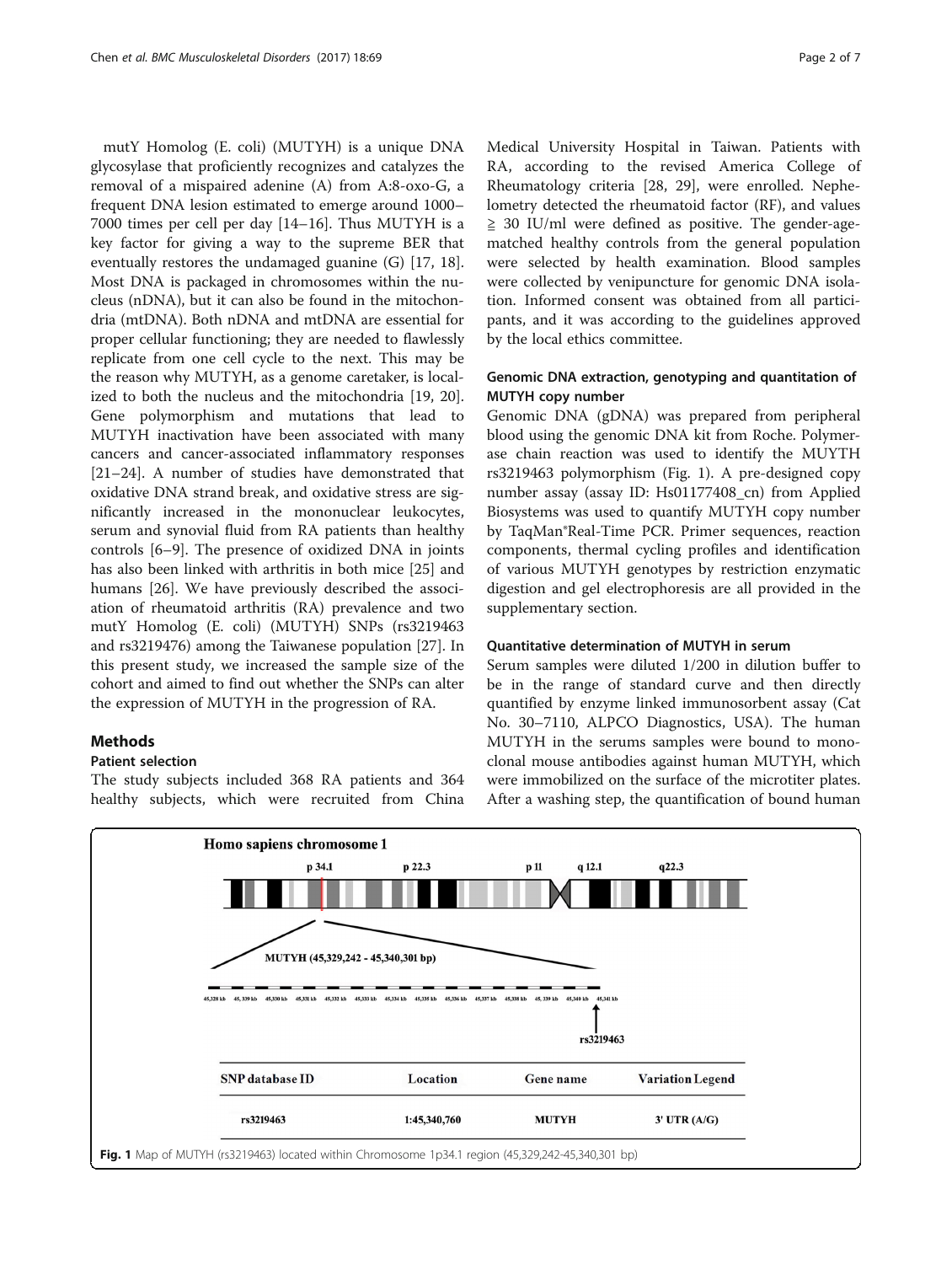mutY Homolog (E. coli) (MUTYH) is a unique DNA glycosylase that proficiently recognizes and catalyzes the removal of a mispaired adenine (A) from A:8-oxo-G, a frequent DNA lesion estimated to emerge around 1000–7000 times per cell per day [14–16]. Thus MUTYH is a key factor for giving a way to the supreme BER that eventually restores the undamaged guanine (G) [17, 18]. Most DNA is packaged in chromosomes within the nucleus (nDNA), but it can also be found in the mitochondria (mtDNA). Both nDNA and mtDNA are essential for proper cellular functioning; they are needed to flawlessly replicate from one cell cycle to the next. This may be the reason why MUTYH, as a genome caretaker, is localized to both the nucleus and the mitochondria [19, 20]. Gene polymorphism and mutations that lead to MUTYH inactivation have been associated with many cancers and cancer-associated inflammatory responses [21–24]. A number of studies have demonstrated that oxidative DNA strand break, and oxidative stress are significantly increased in the mononuclear leukocytes, serum and synovial fluid from RA patients than healthy controls [6–9]. The presence of oxidized DNA in joints has also been linked with arthritis in both mice [25] and humans [26]. We have previously described the association of rheumatoid arthritis (RA) prevalence and two mutY Homolog (E. coli) (MUTYH) SNPs (rs3219463 and rs3219476) among the Taiwanese population [27]. In this present study, we increased the sample size of the cohort and aimed to find out whether the SNPs can alter the expression of MUTYH in the progression of RA.

## Methods

### Patient selection

The study subjects included 368 RA patients and 364 healthy subjects, which were recruited from China Medical University Hospital in Taiwan. Patients with RA, according to the revised America College of Rheumatology criteria [28, 29], were enrolled. Nephelometry detected the rheumatoid factor (RF), and values ≧ 30 IU/ml were defined as positive. The gender-age-matched healthy controls from the general population were selected by health examination. Blood samples were collected by venipuncture for genomic DNA isolation. Informed consent was obtained from all participants, and it was according to the guidelines approved by the local ethics committee.

### Genomic DNA extraction, genotyping and quantitation of MUTYH copy number

Genomic DNA (gDNA) was prepared from peripheral blood using the genomic DNA kit from Roche. Polymerase chain reaction was used to identify the MUYTH rs3219463 polymorphism (Fig. 1). A pre-designed copy number assay (assay ID: Hs01177408_cn) from Applied Biosystems was used to quantify MUTYH copy number by TaqMan®Real-Time PCR. Primer sequences, reaction components, thermal cycling profiles and identification of various MUTYH genotypes by restriction enzymatic digestion and gel electrophoresis are all provided in the supplementary section.

### Quantitative determination of MUTYH in serum

Serum samples were diluted 1/200 in dilution buffer to be in the range of standard curve and then directly quantified by enzyme linked immunosorbent assay (Cat No. 30–7110, ALPCO Diagnostics, USA). The human MUTYH in the serums samples were bound to monoclonal mouse antibodies against human MUTYH, which were immobilized on the surface of the microtiter plates. After a washing step, the quantification of bound human

| SNP database ID | Location | Gene name | Variation Legend |
|---|---|---|---|
| rs3219463 | 1:45,340,760 | MUTYH | 3' UTR (A/G) |

**Fig. 1** Map of MUTYH (rs3219463) located within Chromosome 1p34.1 region (45,329,242-45,340,301 bp)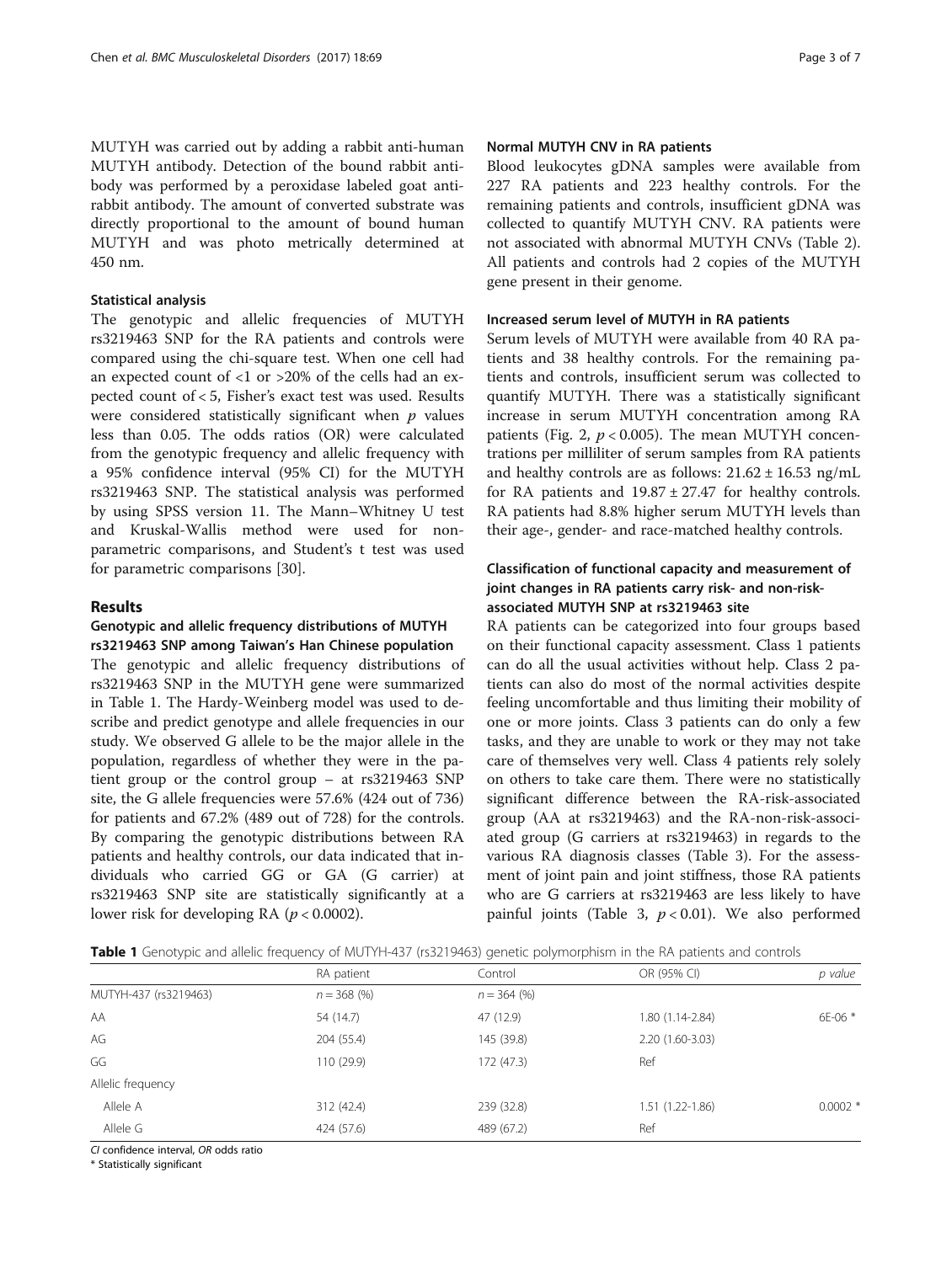MUTYH was carried out by adding a rabbit anti-human MUTYH antibody. Detection of the bound rabbit antibody was performed by a peroxidase labeled goat anti-rabbit antibody. The amount of converted substrate was directly proportional to the amount of bound human MUTYH and was photo metrically determined at 450 nm.

### Statistical analysis

The genotypic and allelic frequencies of MUTYH rs3219463 SNP for the RA patients and controls were compared using the chi-square test. When one cell had an expected count of <1 or >20% of the cells had an expected count of < 5, Fisher's exact test was used. Results were considered statistically significant when $p$ values less than 0.05. The odds ratios (OR) were calculated from the genotypic frequency and allelic frequency with a 95% confidence interval (95% CI) for the MUTYH rs3219463 SNP. The statistical analysis was performed by using SPSS version 11. The Mann–Whitney U test and Kruskal-Wallis method were used for non-parametric comparisons, and Student's t test was used for parametric comparisons [30].

## Results

### Genotypic and allelic frequency distributions of MUTYH rs3219463 SNP among Taiwan's Han Chinese population

The genotypic and allelic frequency distributions of rs3219463 SNP in the MUTYH gene were summarized in Table 1. The Hardy-Weinberg model was used to describe and predict genotype and allele frequencies in our study. We observed G allele to be the major allele in the population, regardless of whether they were in the patient group or the control group – at rs3219463 SNP site, the G allele frequencies were 57.6% (424 out of 736) for patients and 67.2% (489 out of 728) for the controls. By comparing the genotypic distributions between RA patients and healthy controls, our data indicated that individuals who carried GG or GA (G carrier) at rs3219463 SNP site are statistically significantly at a lower risk for developing RA ($p < 0.0002$).

### Normal MUTYH CNV in RA patients

Blood leukocytes gDNA samples were available from 227 RA patients and 223 healthy controls. For the remaining patients and controls, insufficient gDNA was collected to quantify MUTYH CNV. RA patients were not associated with abnormal MUTYH CNVs (Table 2). All patients and controls had 2 copies of the MUTYH gene present in their genome.

### Increased serum level of MUTYH in RA patients

Serum levels of MUTYH were available from 40 RA patients and 38 healthy controls. For the remaining patients and controls, insufficient serum was collected to quantify MUTYH. There was a statistically significant increase in serum MUTYH concentration among RA patients (Fig. 2, $p < 0.005$). The mean MUTYH concentrations per milliliter of serum samples from RA patients and healthy controls are as follows: $21.62 \pm 16.53$ ng/mL for RA patients and $19.87 \pm 27.47$ for healthy controls. RA patients had 8.8% higher serum MUTYH levels than their age-, gender- and race-matched healthy controls.

### Classification of functional capacity and measurement of joint changes in RA patients carry risk- and non-risk-associated MUTYH SNP at rs3219463 site

RA patients can be categorized into four groups based on their functional capacity assessment. Class 1 patients can do all the usual activities without help. Class 2 patients can also do most of the normal activities despite feeling uncomfortable and thus limiting their mobility of one or more joints. Class 3 patients can do only a few tasks, and they are unable to work or they may not take care of themselves very well. Class 4 patients rely solely on others to take care them. There were no statistically significant difference between the RA-risk-associated group (AA at rs3219463) and the RA-non-risk-associated group (G carriers at rs3219463) in regards to the various RA diagnosis classes (Table 3). For the assessment of joint pain and joint stiffness, those RA patients who are G carriers at rs3219463 are less likely to have painful joints (Table 3, $p < 0.01$). We also performed

**Table 1** Genotypic and allelic frequency of MUTYH-437 (rs3219463) genetic polymorphism in the RA patients and controls

| | RA patient | Control | OR (95% CI) | *p value* |
|---|---|---|---|---|
| MUTYH-437 (rs3219463) | $n = 368$ (%) | $n = 364$ (%) | | |
| AA | 54 (14.7) | 47 (12.9) | 1.80 (1.14-2.84) | 6E-06 * |
| AG | 204 (55.4) | 145 (39.8) | 2.20 (1.60-3.03) | |
| GG | 110 (29.9) | 172 (47.3) | Ref | |
| Allelic frequency | | | | |
| Allele A | 312 (42.4) | 239 (32.8) | 1.51 (1.22-1.86) | 0.0002 * |
| Allele G | 424 (57.6) | 489 (67.2) | Ref | |

*CI* confidence interval, *OR* odds ratio

\* Statistically significant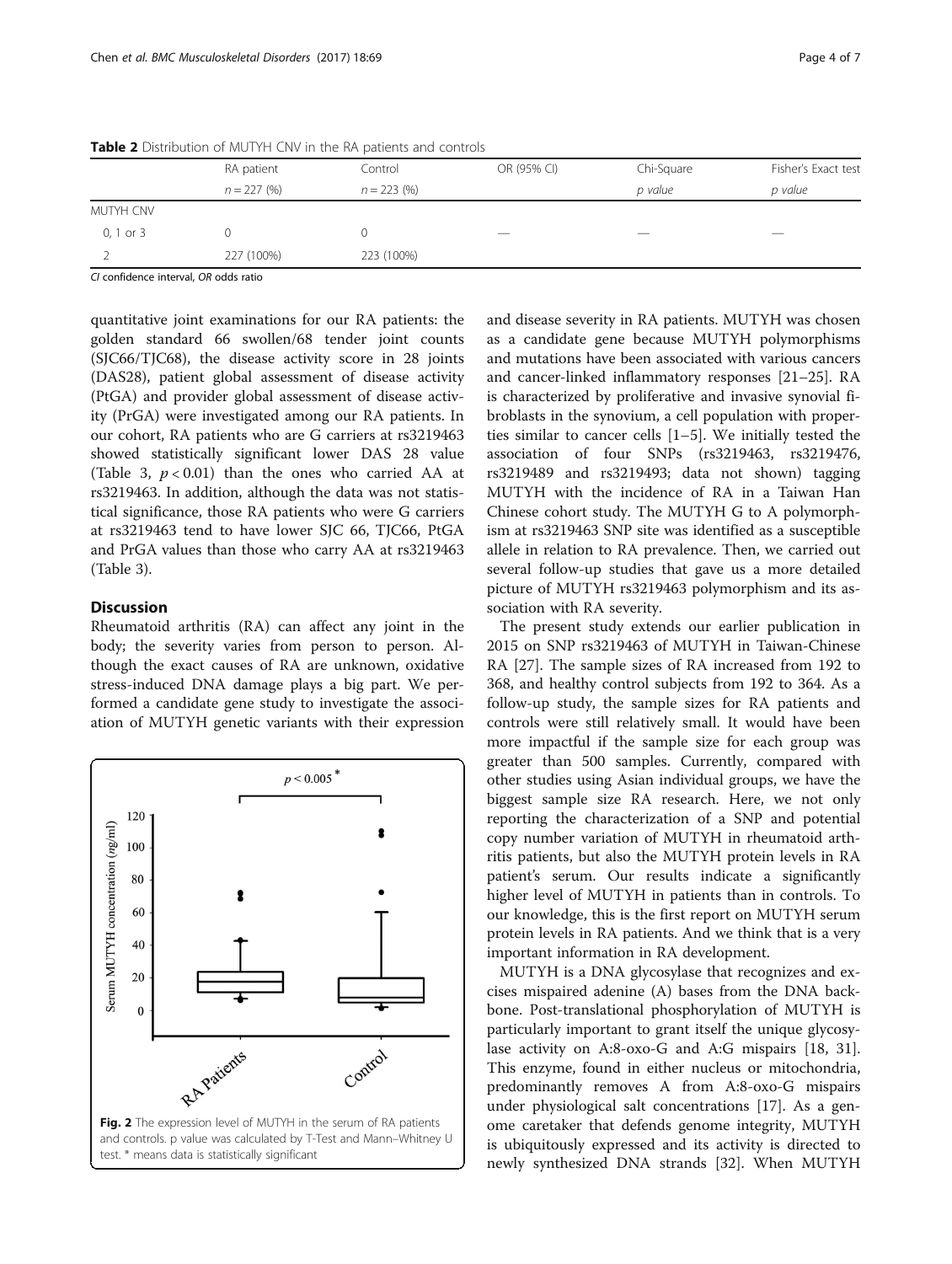**Table 2** Distribution of MUTYH CNV in the RA patients and controls

| | RA patient | Control | OR (95% CI) | Chi-Square | Fisher's Exact test |
|---|---|---|---|---|---|
| | $n = 227$ (%) | $n = 223$ (%) | | *p value* | *p value* |
| MUTYH CNV | | | | | |
| 0, 1 or 3 | 0 | 0 | — | — | — |
| 2 | 227 (100%) | 223 (100%) | | | |

*CI* confidence interval, *OR* odds ratio

quantitative joint examinations for our RA patients: the golden standard 66 swollen/68 tender joint counts (SJC66/TJC68), the disease activity score in 28 joints (DAS28), patient global assessment of disease activity (PtGA) and provider global assessment of disease activity (PrGA) were investigated among our RA patients. In our cohort, RA patients who are G carriers at rs3219463 showed statistically significant lower DAS 28 value (Table 3, $p < 0.01$) than the ones who carried AA at rs3219463. In addition, although the data was not statistical significance, those RA patients who were G carriers at rs3219463 tend to have lower SJC 66, TJC66, PtGA and PrGA values than those who carry AA at rs3219463 (Table 3).

## Discussion

Rheumatoid arthritis (RA) can affect any joint in the body; the severity varies from person to person. Although the exact causes of RA are unknown, oxidative stress-induced DNA damage plays a big part. We performed a candidate gene study to investigate the association of MUTYH genetic variants with their expression and disease severity in RA patients. MUTYH was chosen as a candidate gene because MUTYH polymorphisms and mutations have been associated with various cancers and cancer-linked inflammatory responses [21–25]. RA is characterized by proliferative and invasive synovial fibroblasts in the synovium, a cell population with properties similar to cancer cells [1–5]. We initially tested the association of four SNPs (rs3219463, rs3219476, rs3219489 and rs3219493; data not shown) tagging MUTYH with the incidence of RA in a Taiwan Han Chinese cohort study. The MUTYH G to A polymorphism at rs3219463 SNP site was identified as a susceptible allele in relation to RA prevalence. Then, we carried out several follow-up studies that gave us a more detailed picture of MUTYH rs3219463 polymorphism and its association with RA severity.

Fig. 2 The expression level of MUTYH in the serum of RA patients and controls. p value was calculated by T-Test and Mann–Whitney U test. * means data is statistically significant

The present study extends our earlier publication in 2015 on SNP rs3219463 of MUTYH in Taiwan-Chinese RA [27]. The sample sizes of RA increased from 192 to 368, and healthy control subjects from 192 to 364. As a follow-up study, the sample sizes for RA patients and controls were still relatively small. It would have been more impactful if the sample size for each group was greater than 500 samples. Currently, compared with other studies using Asian individual groups, we have the biggest sample size RA research. Here, we not only reporting the characterization of a SNP and potential copy number variation of MUTYH in rheumatoid arthritis patients, but also the MUTYH protein levels in RA patient's serum. Our results indicate a significantly higher level of MUTYH in patients than in controls. To our knowledge, this is the first report on MUTYH serum protein levels in RA patients. And we think that is a very important information in RA development.

MUTYH is a DNA glycosylase that recognizes and excises mispaired adenine (A) bases from the DNA backbone. Post-translational phosphorylation of MUTYH is particularly important to grant itself the unique glycosylase activity on A:8-oxo-G and A:G mispairs [18, 31]. This enzyme, found in either nucleus or mitochondria, predominantly removes A from A:8-oxo-G mispairs under physiological salt concentrations [17]. As a genome caretaker that defends genome integrity, MUTYH is ubiquitously expressed and its activity is directed to newly synthesized DNA strands [32]. When MUTYH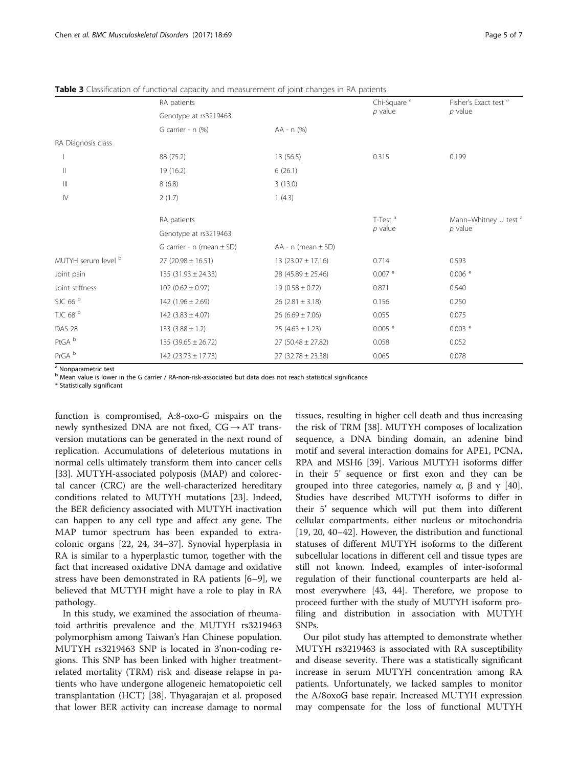**Table 3** Classification of functional capacity and measurement of joint changes in RA patients

| | RA patients | | Chi-Square [a] | Fisher's Exact test [a] |
|---|---|---|---|---|
| | Genotype at rs3219463 | | *p* value | *p* value |
| | G carrier - n (%) | AA - n (%) | | |
| RA Diagnosis class | | | | |
| I | 88 (75.2) | 13 (56.5) | 0.315 | 0.199 |
| II | 19 (16.2) | 6 (26.1) | | |
| III | 8 (6.8) | 3 (13.0) | | |
| IV | 2 (1.7) | 1 (4.3) | | |
| | RA patients | | T-Test [a] | Mann–Whitney U test [a] |
| | Genotype at rs3219463 | | *p* value | *p* value |
| | G carrier - n (mean ± SD) | AA - n (mean ± SD) | | |
| MUTYH serum level [b] | 27 (20.98 ± 16.51) | 13 (23.07 ± 17.16) | 0.714 | 0.593 |
| Joint pain | 135 (31.93 ± 24.33) | 28 (45.89 ± 25.46) | 0.007 * | 0.006 * |
| Joint stiffness | 102 (0.62 ± 0.97) | 19 (0.58 ± 0.72) | 0.871 | 0.540 |
| SJC 66 [b] | 142 (1.96 ± 2.69) | 26 (2.81 ± 3.18) | 0.156 | 0.250 |
| TJC 68 [b] | 142 (3.83 ± 4.07) | 26 (6.69 ± 7.06) | 0.055 | 0.075 |
| DAS 28 | 133 (3.88 ± 1.2) | 25 (4.63 ± 1.23) | 0.005 * | 0.003 * |
| PtGA [b] | 135 (39.65 ± 26.72) | 27 (50.48 ± 27.82) | 0.058 | 0.052 |
| PrGA [b] | 142 (23.73 ± 17.73) | 27 (32.78 ± 23.38) | 0.065 | 0.078 |

[a] Nonparametric test
[b] Mean value is lower in the G carrier / RA-non-risk-associated but data does not reach statistical significance
* Statistically significant

function is compromised, A:8-oxo-G mispairs on the newly synthesized DNA are not fixed, CG → AT transversion mutations can be generated in the next round of replication. Accumulations of deleterious mutations in normal cells ultimately transform them into cancer cells [33]. MUTYH-associated polyposis (MAP) and colorectal cancer (CRC) are the well-characterized hereditary conditions related to MUTYH mutations [23]. Indeed, the BER deficiency associated with MUTYH inactivation can happen to any cell type and affect any gene. The MAP tumor spectrum has been expanded to extracolonic organs [22, 24, 34–37]. Synovial hyperplasia in RA is similar to a hyperplastic tumor, together with the fact that increased oxidative DNA damage and oxidative stress have been demonstrated in RA patients [6–9], we believed that MUTYH might have a role to play in RA pathology.

In this study, we examined the association of rheumatoid arthritis prevalence and the MUTYH rs3219463 polymorphism among Taiwan's Han Chinese population. MUTYH rs3219463 SNP is located in 3'non-coding regions. This SNP has been linked with higher treatment-related mortality (TRM) risk and disease relapse in patients who have undergone allogeneic hematopoietic cell transplantation (HCT) [38]. Thyagarajan et al. proposed that lower BER activity can increase damage to normal tissues, resulting in higher cell death and thus increasing the risk of TRM [38]. MUTYH composes of localization sequence, a DNA binding domain, an adenine bind motif and several interaction domains for APE1, PCNA, RPA and MSH6 [39]. Various MUTYH isoforms differ in their 5' sequence or first exon and they can be grouped into three categories, namely α, β and γ [40]. Studies have described MUTYH isoforms to differ in their 5' sequence which will put them into different cellular compartments, either nucleus or mitochondria [19, 20, 40–42]. However, the distribution and functional statuses of different MUTYH isoforms to the different subcellular locations in different cell and tissue types are still not known. Indeed, examples of inter-isoformal regulation of their functional counterparts are held almost everywhere [43, 44]. Therefore, we propose to proceed further with the study of MUTYH isoform profiling and distribution in association with MUTYH SNPs.

Our pilot study has attempted to demonstrate whether MUTYH rs3219463 is associated with RA susceptibility and disease severity. There was a statistically significant increase in serum MUTYH concentration among RA patients. Unfortunately, we lacked samples to monitor the A/8oxoG base repair. Increased MUTYH expression may compensate for the loss of functional MUTYH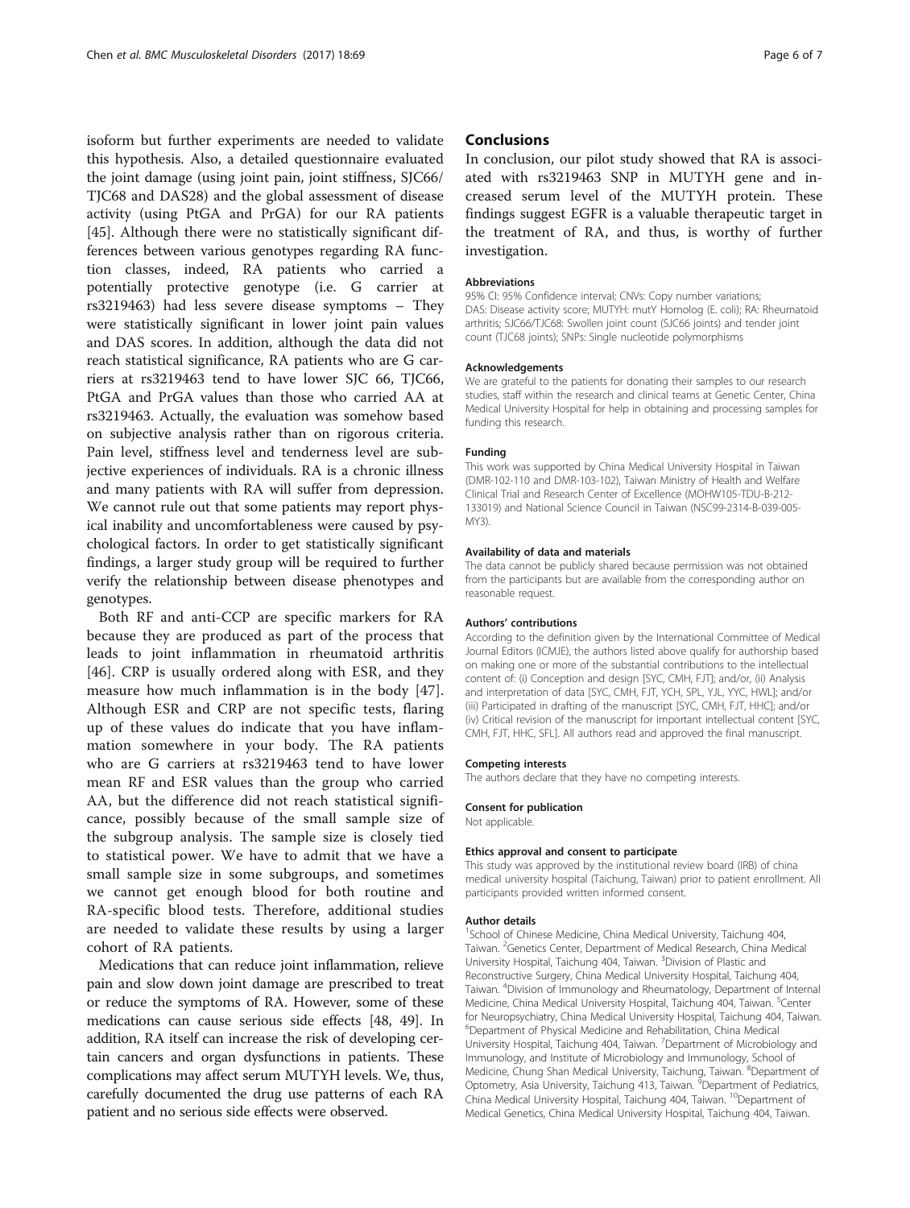isoform but further experiments are needed to validate this hypothesis. Also, a detailed questionnaire evaluated the joint damage (using joint pain, joint stiffness, SJC66/TJC68 and DAS28) and the global assessment of disease activity (using PtGA and PrGA) for our RA patients [45]. Although there were no statistically significant differences between various genotypes regarding RA function classes, indeed, RA patients who carried a potentially protective genotype (i.e. G carrier at rs3219463) had less severe disease symptoms – They were statistically significant in lower joint pain values and DAS scores. In addition, although the data did not reach statistical significance, RA patients who are G carriers at rs3219463 tend to have lower SJC 66, TJC66, PtGA and PrGA values than those who carried AA at rs3219463. Actually, the evaluation was somehow based on subjective analysis rather than on rigorous criteria. Pain level, stiffness level and tenderness level are subjective experiences of individuals. RA is a chronic illness and many patients with RA will suffer from depression. We cannot rule out that some patients may report physical inability and uncomfortableness were caused by psychological factors. In order to get statistically significant findings, a larger study group will be required to further verify the relationship between disease phenotypes and genotypes.

Both RF and anti-CCP are specific markers for RA because they are produced as part of the process that leads to joint inflammation in rheumatoid arthritis [46]. CRP is usually ordered along with ESR, and they measure how much inflammation is in the body [47]. Although ESR and CRP are not specific tests, flaring up of these values do indicate that you have inflammation somewhere in your body. The RA patients who are G carriers at rs3219463 tend to have lower mean RF and ESR values than the group who carried AA, but the difference did not reach statistical significance, possibly because of the small sample size of the subgroup analysis. The sample size is closely tied to statistical power. We have to admit that we have a small sample size in some subgroups, and sometimes we cannot get enough blood for both routine and RA-specific blood tests. Therefore, additional studies are needed to validate these results by using a larger cohort of RA patients.

Medications that can reduce joint inflammation, relieve pain and slow down joint damage are prescribed to treat or reduce the symptoms of RA. However, some of these medications can cause serious side effects [48, 49]. In addition, RA itself can increase the risk of developing certain cancers and organ dysfunctions in patients. These complications may affect serum MUTYH levels. We, thus, carefully documented the drug use patterns of each RA patient and no serious side effects were observed.

## Conclusions

In conclusion, our pilot study showed that RA is associated with rs3219463 SNP in MUTYH gene and increased serum level of the MUTYH protein. These findings suggest EGFR is a valuable therapeutic target in the treatment of RA, and thus, is worthy of further investigation.

#### Abbreviations

95% CI: 95% Confidence interval; CNVs: Copy number variations; DAS: Disease activity score; MUTYH: mutY Homolog (E. coli); RA: Rheumatoid arthritis; SJC66/TJC68: Swollen joint count (SJC66 joints) and tender joint count (TJC68 joints); SNPs: Single nucleotide polymorphisms

#### Acknowledgements

We are grateful to the patients for donating their samples to our research studies, staff within the research and clinical teams at Genetic Center, China Medical University Hospital for help in obtaining and processing samples for funding this research.

#### Funding

This work was supported by China Medical University Hospital in Taiwan (DMR-102-110 and DMR-103-102), Taiwan Ministry of Health and Welfare Clinical Trial and Research Center of Excellence (MOHW105-TDU-B-212-133019) and National Science Council in Taiwan (NSC99-2314-B-039-005-MY3).

#### Availability of data and materials

The data cannot be publicly shared because permission was not obtained from the participants but are available from the corresponding author on reasonable request.

#### Authors' contributions

According to the definition given by the International Committee of Medical Journal Editors (ICMJE), the authors listed above qualify for authorship based on making one or more of the substantial contributions to the intellectual content of: (i) Conception and design [SYC, CMH, FJT]; and/or, (ii) Analysis and interpretation of data [SYC, CMH, FJT, YCH, SPL, YJL, YYC, HWL]; and/or (iii) Participated in drafting of the manuscript [SYC, CMH, FJT, HHC]; and/or (iv) Critical revision of the manuscript for important intellectual content [SYC, CMH, FJT, HHC, SFL]. All authors read and approved the final manuscript.

#### Competing interests

The authors declare that they have no competing interests.

#### Consent for publication

Not applicable.

#### Ethics approval and consent to participate

This study was approved by the institutional review board (IRB) of china medical university hospital (Taichung, Taiwan) prior to patient enrollment. All participants provided written informed consent.

#### Author details

[1]School of Chinese Medicine, China Medical University, Taichung 404, Taiwan. [2]Genetics Center, Department of Medical Research, China Medical University Hospital, Taichung 404, Taiwan. [3]Division of Plastic and Reconstructive Surgery, China Medical University Hospital, Taichung 404, Taiwan. [4]Division of Immunology and Rheumatology, Department of Internal Medicine, China Medical University Hospital, Taichung 404, Taiwan. [5]Center for Neuropsychiatry, China Medical University Hospital, Taichung 404, Taiwan. [6]Department of Physical Medicine and Rehabilitation, China Medical University Hospital, Taichung 404, Taiwan. [7]Department of Microbiology and Immunology, and Institute of Microbiology and Immunology, School of Medicine, Chung Shan Medical University, Taichung, Taiwan. [8]Department of Optometry, Asia University, Taichung 413, Taiwan. [9]Department of Pediatrics, China Medical University Hospital, Taichung 404, Taiwan. [10]Department of Medical Genetics, China Medical University Hospital, Taichung 404, Taiwan.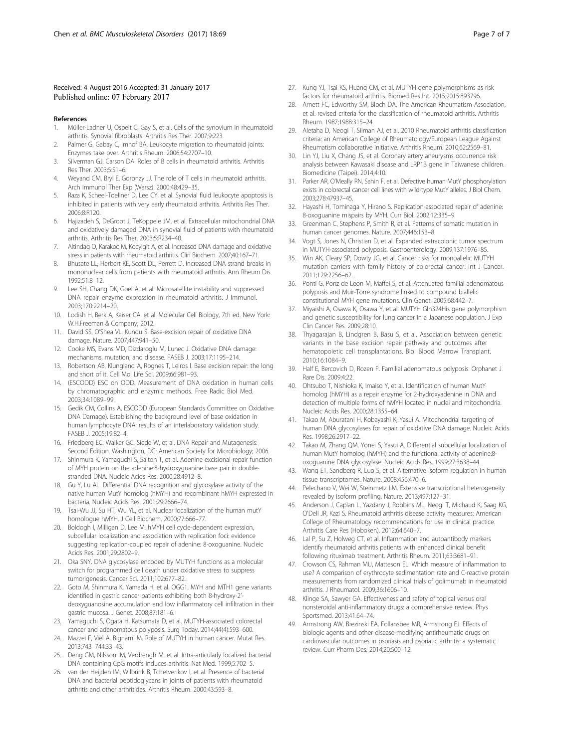Received: 4 August 2016 Accepted: 31 January 2017
Published online: 07 February 2017

## References

1. Müller-Ladner U, Ospelt C, Gay S, et al. Cells of the synovium in rheumatoid arthritis. Synovial fibroblasts. Arthritis Res Ther. 2007;9:223.
2. Palmer G, Gabay C, Imhof BA. Leukocyte migration to rheumatoid joints: Enzymes take over. Arthritis Rheum. 2006;54:2707–10.
3. Silverman GJ, Carson DA. Roles of B cells in rheumatoid arthritis. Arthritis Res Ther. 2003;5:S1–6.
4. Weyand CM, Bryl E, Goronzy JJ. The role of T cells in rheumatoid arthritis. Arch Immunol Ther Exp (Warsz). 2000;48:429–35.
5. Raza K, Scheel-Toellner D, Lee CY, et al. Synovial fluid leukocyte apoptosis is inhibited in patients with very early rheumatoid arthritis. Arthritis Res Ther. 2006;8:R120.
6. Hajizadeh S, DeGroot J, TeKoppele JM, et al. Extracellular mitochondrial DNA and oxidatively damaged DNA in synovial fluid of patients with rheumatoid arthritis. Arthritis Res Ther. 2003;5:R234–40.
7. Altindag O, Karakoc M, Kocyigit A, et al. Increased DNA damage and oxidative stress in patients with rheumatoid arthritis. Clin Biochem. 2007;40:167–71.
8. Bhusate LL, Herbert KE, Scott DL, Perrett D. Increased DNA strand breaks in mononuclear cells from patients with rheumatoid arthritis. Ann Rheum Dis. 1992;51:8–12.
9. Lee SH, Chang DK, Goel A, et al. Microsatellite instability and suppressed DNA repair enzyme expression in rheumatoid arthritis. J Immunol. 2003;170:2214–20.
10. Lodish H, Berk A, Kaiser CA, et al. Molecular Cell Biology, 7th ed. New York: W.H.Freeman & Company; 2012.
11. David SS, O'Shea VL, Kundu S. Base-excision repair of oxidative DNA damage. Nature. 2007;447:941–50.
12. Cooke MS, Evans MD, Dizdaroglu M, Lunec J. Oxidative DNA damage: mechanisms, mutation, and disease. FASEB J. 2003;17:1195–214.
13. Robertson AB, Klungland A, Rognes T, Leiros I. Base excision repair: the long and short of it. Cell Mol Life Sci. 2009;66:981–93.
14. (ESCODD) ESC on ODD. Measurement of DNA oxidation in human cells by chromatographic and enzymic methods. Free Radic Biol Med. 2003;34:1089–99.
15. Gedik CM, Collins A, ESCODD (European Standards Committee on Oxidative DNA Damage). Establishing the background level of base oxidation in human lymphocyte DNA: results of an interlaboratory validation study. FASEB J. 2005;19:82–4.
16. Friedberg EC, Walker GC, Siede W, et al. DNA Repair and Mutagenesis: Second Edition. Washington, DC: American Society for Microbiology; 2006.
17. Shinmura K, Yamaguchi S, Saitoh T, et al. Adenine excisional repair function of MYH protein on the adenine:8-hydroxyguanine base pair in double-stranded DNA. Nucleic Acids Res. 2000;28:4912–8.
18. Gu Y, Lu AL. Differential DNA recognition and glycosylase activity of the native human MutY homolog (hMYH) and recombinant hMYH expressed in bacteria. Nucleic Acids Res. 2001;29:2666–74.
19. Tsai-Wu JJ, Su HT, Wu YL, et al. Nuclear localization of the human mutY homologue hMYH. J Cell Biochem. 2000;77:666–77.
20. Boldogh I, Milligan D, Lee M. hMYH cell cycle-dependent expression, subcellular localization and association with replication foci: evidence suggesting replication-coupled repair of adenine: 8-oxoguanine. Nucleic Acids Res. 2001;29:2802–9.
21. Oka SNY. DNA glycosylase encoded by MUTYH functions as a molecular switch for programmed cell death under oxidative stress to suppress tumorigenesis. Cancer Sci. 2011;102:677–82.
22. Goto M, Shinmura K, Yamada H, et al. OGG1, MYH and MTH1 gene variants identified in gastric cancer patients exhibiting both 8-hydroxy-2'-deoxyguanosine accumulation and low inflammatory cell infiltration in their gastric mucosa. J Genet. 2008;87:181–6.
23. Yamaguchi S, Ogata H, Katsumata D, et al. MUTYH-associated colorectal cancer and adenomatous polyposis. Surg Today. 2014;44(4):593–600.
24. Mazzei F, Viel A, Bignami M. Role of MUTYH in human cancer. Mutat Res. 2013;743–744:33–43.
25. Deng GM, Nilsson IM, Verdrengh M, et al. Intra-articularly localized bacterial DNA containing CpG motifs induces arthritis. Nat Med. 1999;5:702–5.
26. van der Heijden IM, Wilbrink B, Tchetverikov I, et al. Presence of bacterial DNA and bacterial peptidoglycans in joints of patients with rheumatoid arthritis and other arthritides. Arthritis Rheum. 2000;43:593–8.
27. Kung YJ, Tsai KS, Huang CM, et al. MUTYH gene polymorphisms as risk factors for rheumatoid arthritis. Biomed Res Int. 2015;2015:893796.
28. Arnett FC, Edworthy SM, Bloch DA, The American Rheumatism Association, et al. revised criteria for the classification of rheumatoid arthritis. Arthritis Rheum. 1987;1988:315–24.
29. Aletaha D, Neogi T, Silman AJ, et al. 2010 Rheumatoid arthritis classification criteria: an American College of Rheumatology/European League Against Rheumatism collaborative initiative. Arthritis Rheum. 2010;62:2569–81.
30. Lin YJ, Liu X, Chang JS, et al. Coronary artery aneurysms occurrence risk analysis between Kawasaki disease and LRP1B gene in Taiwanese children. Biomedicine (Taipei). 2014;4:10.
31. Parker AR, O'Meally RN, Sahin F, et al. Defective human MutY phosphorylation exists in colorectal cancer cell lines with wild-type MutY alleles. J Biol Chem. 2003;278:47937–45.
32. Hayashi H, Tominaga Y, Hirano S. Replication-associated repair of adenine: 8-oxoguanine mispairs by MYH. Curr Biol. 2002;12:335–9.
33. Greenman C, Stephens P, Smith R, et al. Patterns of somatic mutation in human cancer genomes. Nature. 2007;446:153–8.
34. Vogt S, Jones N, Christian D, et al. Expanded extracolonic tumor spectrum in MUTYH-associated polyposis. Gastroenterology. 2009;137:1976–85.
35. Win AK, Cleary SP, Dowty JG, et al. Cancer risks for monoallelic MUTYH mutation carriers with family history of colorectal cancer. Int J Cancer. 2011;129:2256–62.
36. Ponti G, Ponz de Leon M, Maffei S, et al. Attenuated familial adenomatous polyposis and Muir-Torre syndrome linked to compound biallelic constitutional MYH gene mutations. Clin Genet. 2005;68:442–7.
37. Miyaishi A, Osawa K, Osawa Y, et al. MUTYH Gln324His gene polymorphism and genetic susceptibility for lung cancer in a Japanese population. J Exp Clin Cancer Res. 2009;28:10.
38. Thyagarajan B, Lindgren B, Basu S, et al. Association between genetic variants in the base excision repair pathway and outcomes after hematopoietic cell transplantations. Biol Blood Marrow Transplant. 2010;16:1084–9.
39. Half E, Bercovich D, Rozen P. Familial adenomatous polyposis. Orphanet J Rare Dis. 2009;4:22.
40. Ohtsubo T, Nishioka K, Imaiso Y, et al. Identification of human MutY homolog (hMYH) as a repair enzyme for 2-hydroxyadenine in DNA and detection of multiple forms of hMYH located in nuclei and mitochondria. Nucleic Acids Res. 2000;28:1355–64.
41. Takao M, Aburatani H, Kobayashi K, Yasui A. Mitochondrial targeting of human DNA glycosylases for repair of oxidative DNA damage. Nucleic Acids Res. 1998;26:2917–22.
42. Takao M, Zhang QM, Yonei S, Yasui A. Differential subcellular localization of human MutY homolog (hMYH) and the functional activity of adenine:8-oxoguanine DNA glycosylase. Nucleic Acids Res. 1999;27:3638–44.
43. Wang ET, Sandberg R, Luo S, et al. Alternative isoform regulation in human tissue transcriptomes. Nature. 2008;456:470–6.
44. Pelechano V, Wei W, Steinmetz LM. Extensive transcriptional heterogeneity revealed by isoform profiling. Nature. 2013;497:127–31.
45. Anderson J, Caplan L, Yazdany J, Robbins ML, Neogi T, Michaud K, Saag KG, O'Dell JR, Kazi S. Rheumatoid arthritis disease activity measures: American College of Rheumatology recommendations for use in clinical practice. Arthritis Care Res (Hoboken). 2012;64:640–7.
46. Lal P, Su Z, Holweg CT, et al. Inflammation and autoantibody markers identify rheumatoid arthritis patients with enhanced clinical benefit following rituximab treatment. Arthritis Rheum. 2011;63:3681–91.
47. Crowson CS, Rahman MU, Matteson EL. Which measure of inflammation to use? A comparison of erythrocyte sedimentation rate and C-reactive protein measurements from randomized clinical trials of golimumab in rheumatoid arthritis. J Rheumatol. 2009;36:1606–10.
48. Klinge SA, Sawyer GA. Effectiveness and safety of topical versus oral nonsteroidal anti-inflammatory drugs: a comprehensive review. Phys Sportsmed. 2013;41:64–74.
49. Armstrong AW, Brezinski EA, Follansbee MR, Armstrong EJ. Effects of biologic agents and other disease-modifying antirheumatic drugs on cardiovascular outcomes in psoriasis and psoriatic arthritis: a systematic review. Curr Pharm Des. 2014;20:500–12.